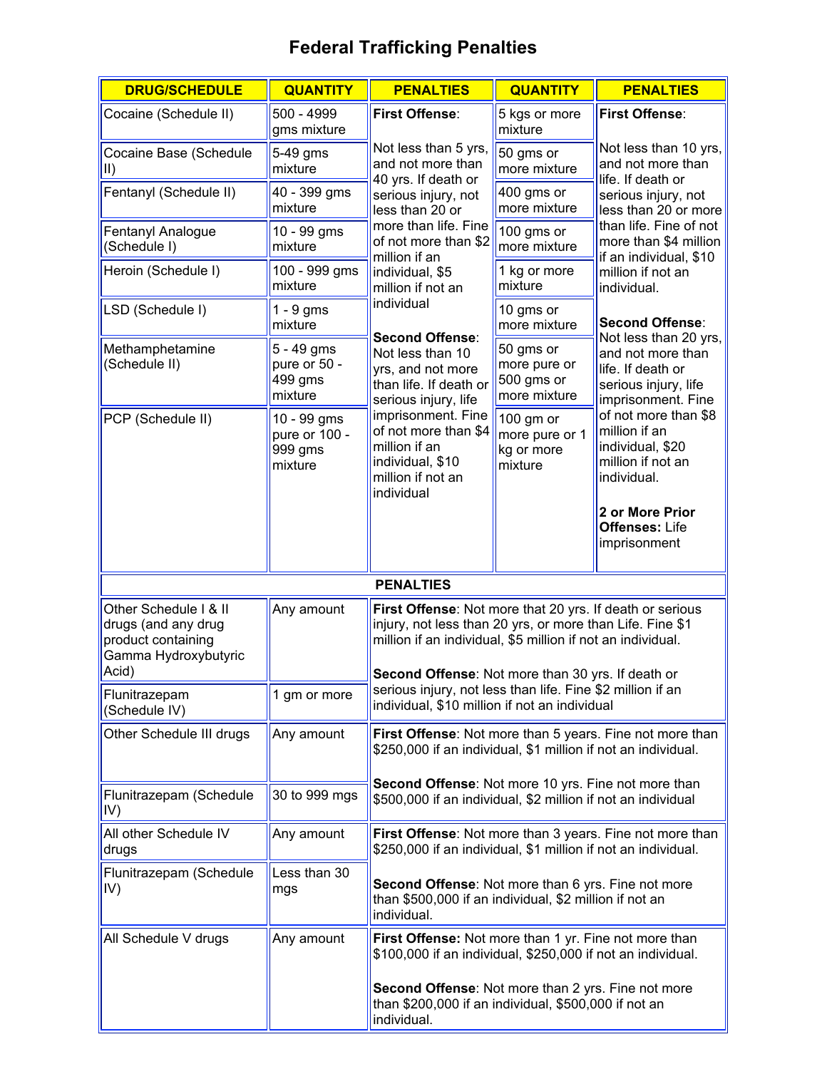# Federal Trafficking Penalties

| DRUG/SCHEDULE | QUANTITY | PENALTIES | QUANTITY | PENALTIES |
|---|---|---|---|---|
| Cocaine (Schedule II) | 500 - 4999 gms mixture | **First Offense**: Not less than 5 yrs, and not more than 40 yrs. If death or serious injury, not less than 20 or more than life. Fine of not more than $2 million if an individual, $5 million if not an individual **Second Offense**: Not less than 10 yrs, and not more than life. If death or serious injury, life imprisonment. Fine of not more than $4 million if an individual, $10 million if not an individual | 5 kgs or more mixture | **First Offense**: Not less than 10 yrs, and not more than life. If death or serious injury, not less than 20 or more than life. Fine of not more than $4 million if an individual, $10 million if not an individual. **Second Offense**: Not less than 20 yrs, and not more than life. If death or serious injury, life imprisonment. Fine of not more than $8 million if an individual, $20 million if not an individual. **2 or More Prior Offenses:** Life imprisonment |
| Cocaine Base (Schedule II) | 5-49 gms mixture | | 50 gms or more mixture | |
| Fentanyl (Schedule II) | 40 - 399 gms mixture | | 400 gms or more mixture | |
| Fentanyl Analogue (Schedule I) | 10 - 99 gms mixture | | 100 gms or more mixture | |
| Heroin (Schedule I) | 100 - 999 gms mixture | | 1 kg or more mixture | |
| LSD (Schedule I) | 1 - 9 gms mixture | | 10 gms or more mixture | |
| Methamphetamine (Schedule II) | 5 - 49 gms pure or 50 - 499 gms mixture | | 50 gms or more pure or 500 gms or more mixture | |
| PCP (Schedule II) | 10 - 99 gms pure or 100 - 999 gms mixture | | 100 gm or more pure or 1 kg or more mixture | |

| | | PENALTIES |
|---|---|---|
| Other Schedule I & II drugs (and any drug product containing Gamma Hydroxybutyric Acid) | Any amount | **First Offense**: Not more that 20 yrs. If death or serious injury, not less than 20 yrs, or more than Life. Fine $1 million if an individual, $5 million if not an individual. **Second Offense**: Not more than 30 yrs. If death or serious injury, not less than life. Fine $2 million if an individual, $10 million if not an individual |
| Flunitrazepam (Schedule IV) | 1 gm or more | |
| Other Schedule III drugs | Any amount | **First Offense**: Not more than 5 years. Fine not more than $250,000 if an individual, $1 million if not an individual. **Second Offense**: Not more 10 yrs. Fine not more than $500,000 if an individual, $2 million if not an individual |
| Flunitrazepam (Schedule IV) | 30 to 999 mgs | |
| All other Schedule IV drugs | Any amount | **First Offense**: Not more than 3 years. Fine not more than $250,000 if an individual, $1 million if not an individual. **Second Offense**: Not more than 6 yrs. Fine not more than $500,000 if an individual, $2 million if not an individual. |
| Flunitrazepam (Schedule IV) | Less than 30 mgs | |
| All Schedule V drugs | Any amount | **First Offense:** Not more than 1 yr. Fine not more than $100,000 if an individual, $250,000 if not an individual. **Second Offense**: Not more than 2 yrs. Fine not more than $200,000 if an individual, $500,000 if not an individual. |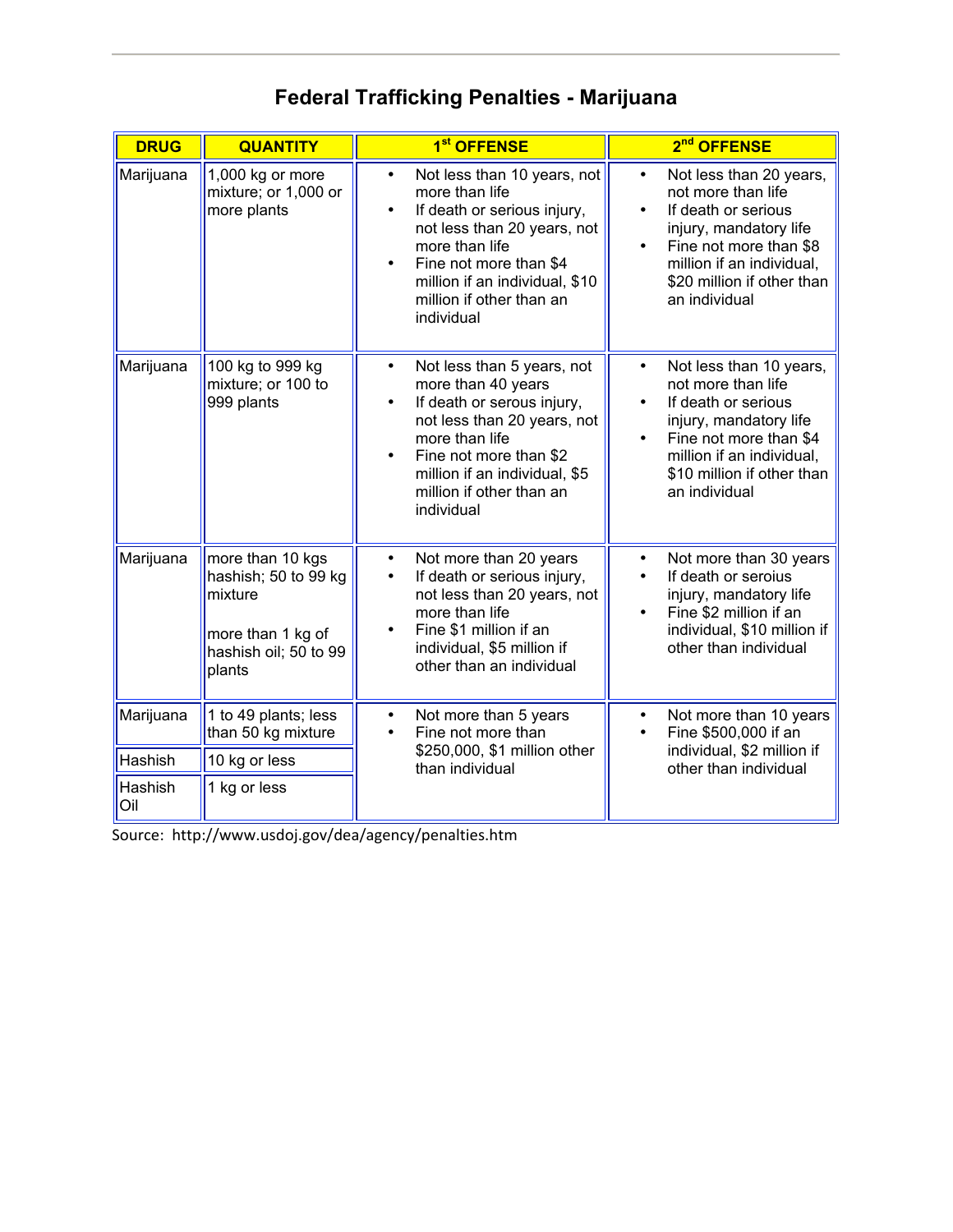## Federal Trafficking Penalties - Marijuana

| DRUG | QUANTITY | 1st OFFENSE | 2nd OFFENSE |
|---|---|---|---|
| Marijuana | 1,000 kg or more mixture; or 1,000 or more plants | • Not less than 10 years, not more than life<br>• If death or serious injury, not less than 20 years, not more than life<br>• Fine not more than $4 million if an individual, $10 million if other than an individual | • Not less than 20 years, not more than life<br>• If death or serious injury, mandatory life<br>• Fine not more than $8 million if an individual, $20 million if other than an individual |
| Marijuana | 100 kg to 999 kg mixture; or 100 to 999 plants | • Not less than 5 years, not more than 40 years<br>• If death or serous injury, not less than 20 years, not more than life<br>• Fine not more than $2 million if an individual, $5 million if other than an individual | • Not less than 10 years, not more than life<br>• If death or serious injury, mandatory life<br>• Fine not more than $4 million if an individual, $10 million if other than an individual |
| Marijuana | more than 10 kgs hashish; 50 to 99 kg mixture<br><br>more than 1 kg of hashish oil; 50 to 99 plants | • Not more than 20 years<br>• If death or serious injury, not less than 20 years, not more than life<br>• Fine $1 million if an individual, $5 million if other than an individual | • Not more than 30 years<br>• If death or seroius injury, mandatory life<br>• Fine $2 million if an individual, $10 million if other than individual |
| Marijuana | 1 to 49 plants; less than 50 kg mixture | • Not more than 5 years<br>• Fine not more than $250,000, $1 million other than individual | • Not more than 10 years<br>• Fine $500,000 if an individual, $2 million if other than individual |
| Hashish | 10 kg or less | | |
| Hashish Oil | 1 kg or less | | |

Source: http://www.usdoj.gov/dea/agency/penalties.htm